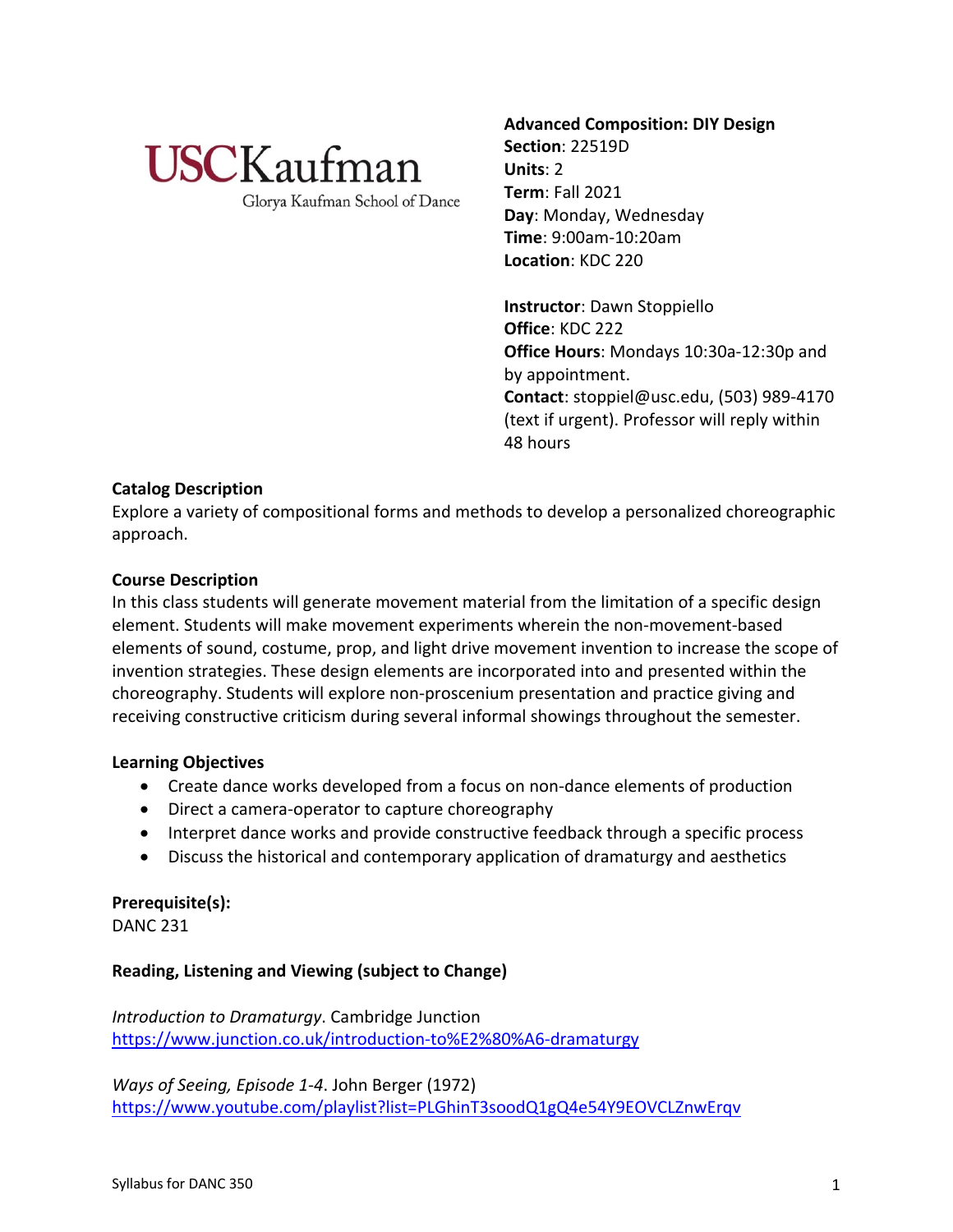USCKaufman
Glorya Kaufman School of Dance

**Advanced Composition: DIY Design**
**Section**: 22519D
**Units**: 2
**Term**: Fall 2021
**Day**: Monday, Wednesday
**Time**: 9:00am-10:20am
**Location**: KDC 220

**Instructor**: Dawn Stoppiello
**Office**: KDC 222
**Office Hours**: Mondays 10:30a-12:30p and by appointment.
**Contact**: stoppiel@usc.edu, (503) 989-4170 (text if urgent). Professor will reply within 48 hours

**Catalog Description**
Explore a variety of compositional forms and methods to develop a personalized choreographic approach.

**Course Description**
In this class students will generate movement material from the limitation of a specific design element. Students will make movement experiments wherein the non-movement-based elements of sound, costume, prop, and light drive movement invention to increase the scope of invention strategies. These design elements are incorporated into and presented within the choreography. Students will explore non-proscenium presentation and practice giving and receiving constructive criticism during several informal showings throughout the semester.

**Learning Objectives**

- Create dance works developed from a focus on non-dance elements of production
- Direct a camera-operator to capture choreography
- Interpret dance works and provide constructive feedback through a specific process
- Discuss the historical and contemporary application of dramaturgy and aesthetics

**Prerequisite(s):**
DANC 231

**Reading, Listening and Viewing (subject to Change)**

*Introduction to Dramaturgy*. Cambridge Junction
https://www.junction.co.uk/introduction-to%E2%80%A6-dramaturgy

*Ways of Seeing, Episode 1-4*. John Berger (1972)
https://www.youtube.com/playlist?list=PLGhinT3soodQ1gQ4e54Y9EOVCLZnwErqv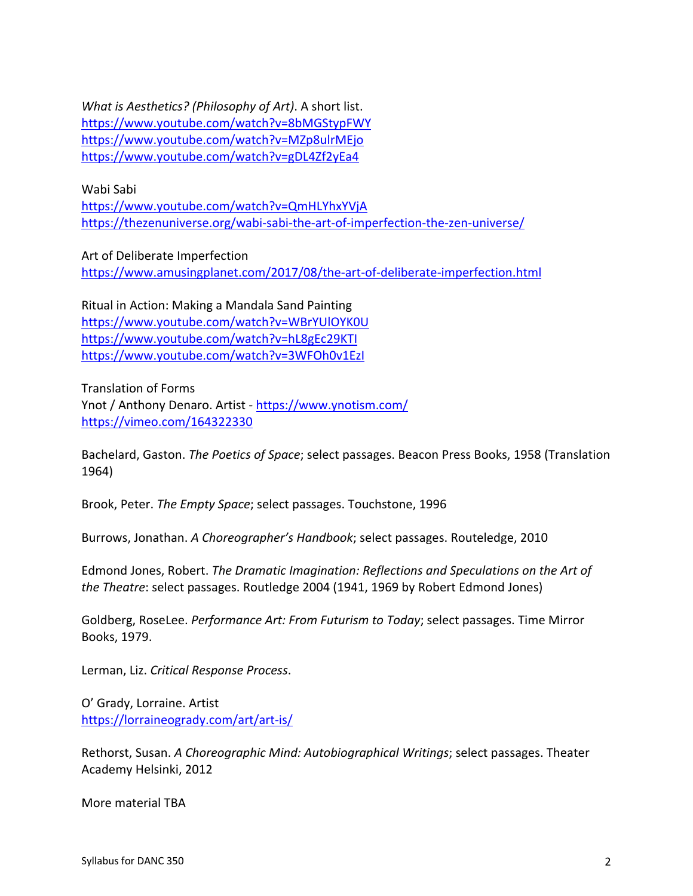*What is Aesthetics? (Philosophy of Art)*. A short list.
https://www.youtube.com/watch?v=8bMGStypFWY
https://www.youtube.com/watch?v=MZp8ulrMEjo
https://www.youtube.com/watch?v=gDL4Zf2yEa4

Wabi Sabi
https://www.youtube.com/watch?v=QmHLYhxYVjA
https://thezenuniverse.org/wabi-sabi-the-art-of-imperfection-the-zen-universe/

Art of Deliberate Imperfection
https://www.amusingplanet.com/2017/08/the-art-of-deliberate-imperfection.html

Ritual in Action: Making a Mandala Sand Painting
https://www.youtube.com/watch?v=WBrYUlOYK0U
https://www.youtube.com/watch?v=hL8gEc29KTI
https://www.youtube.com/watch?v=3WFOh0v1EzI

Translation of Forms
Ynot / Anthony Denaro. Artist - https://www.ynotism.com/
https://vimeo.com/164322330

Bachelard, Gaston. *The Poetics of Space*; select passages. Beacon Press Books, 1958 (Translation 1964)

Brook, Peter. *The Empty Space*; select passages. Touchstone, 1996

Burrows, Jonathan. *A Choreographer's Handbook*; select passages. Routeledge, 2010

Edmond Jones, Robert. *The Dramatic Imagination: Reflections and Speculations on the Art of the Theatre*: select passages. Routledge 2004 (1941, 1969 by Robert Edmond Jones)

Goldberg, RoseLee. *Performance Art: From Futurism to Today*; select passages. Time Mirror Books, 1979.

Lerman, Liz. *Critical Response Process*.

O' Grady, Lorraine. Artist
https://lorraineogrady.com/art/art-is/

Rethorst, Susan. *A Choreographic Mind: Autobiographical Writings*; select passages. Theater Academy Helsinki, 2012

More material TBA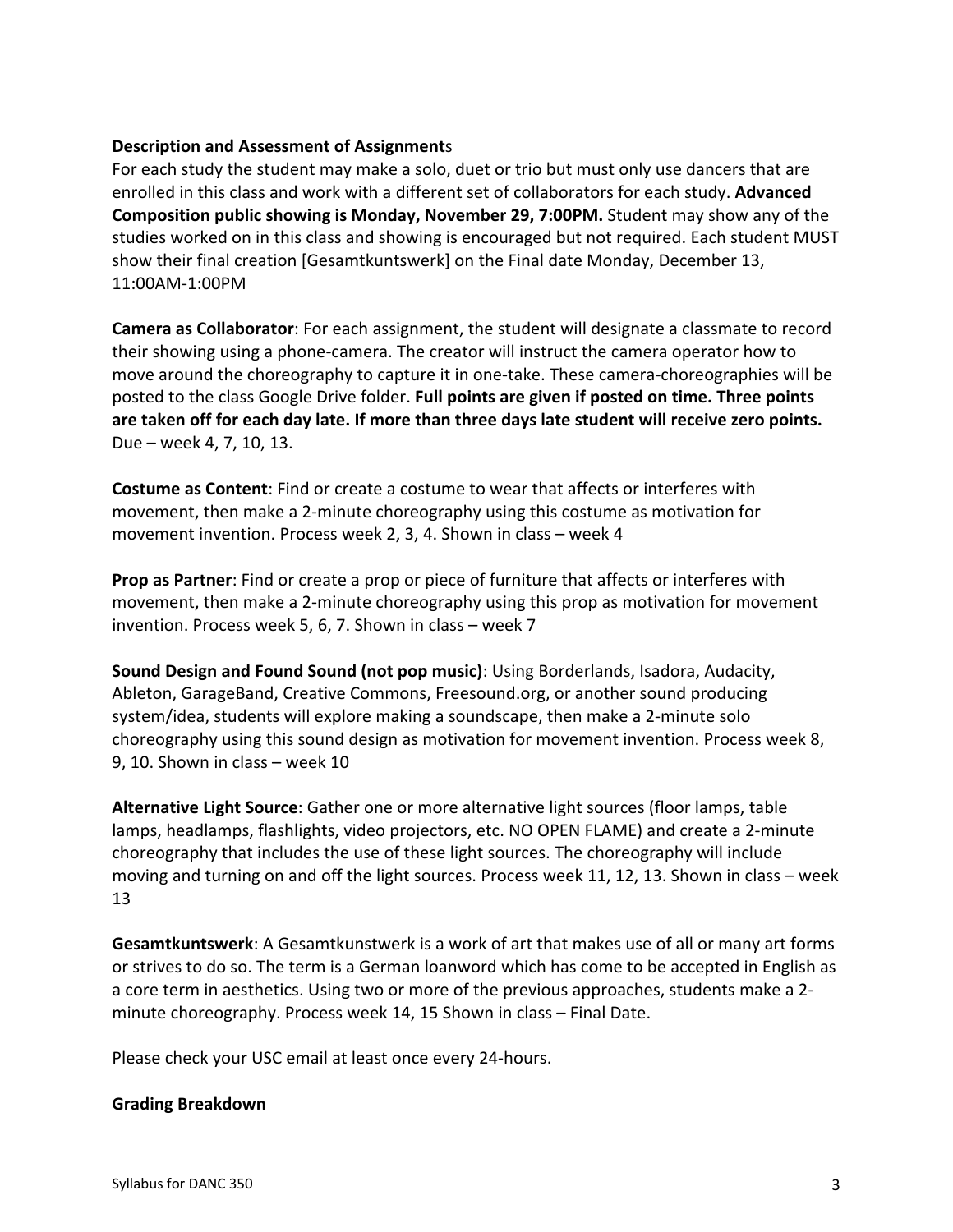**Description and Assessment of Assignments**

For each study the student may make a solo, duet or trio but must only use dancers that are enrolled in this class and work with a different set of collaborators for each study. **Advanced Composition public showing is Monday, November 29, 7:00PM.** Student may show any of the studies worked on in this class and showing is encouraged but not required. Each student MUST show their final creation [Gesamtkuntswerk] on the Final date Monday, December 13, 11:00AM-1:00PM

**Camera as Collaborator**: For each assignment, the student will designate a classmate to record their showing using a phone-camera. The creator will instruct the camera operator how to move around the choreography to capture it in one-take. These camera-choreographies will be posted to the class Google Drive folder. **Full points are given if posted on time. Three points are taken off for each day late. If more than three days late student will receive zero points.** Due – week 4, 7, 10, 13.

**Costume as Content**: Find or create a costume to wear that affects or interferes with movement, then make a 2-minute choreography using this costume as motivation for movement invention. Process week 2, 3, 4. Shown in class – week 4

**Prop as Partner**: Find or create a prop or piece of furniture that affects or interferes with movement, then make a 2-minute choreography using this prop as motivation for movement invention. Process week 5, 6, 7. Shown in class – week 7

**Sound Design and Found Sound (not pop music)**: Using Borderlands, Isadora, Audacity, Ableton, GarageBand, Creative Commons, Freesound.org, or another sound producing system/idea, students will explore making a soundscape, then make a 2-minute solo choreography using this sound design as motivation for movement invention. Process week 8, 9, 10. Shown in class – week 10

**Alternative Light Source**: Gather one or more alternative light sources (floor lamps, table lamps, headlamps, flashlights, video projectors, etc. NO OPEN FLAME) and create a 2-minute choreography that includes the use of these light sources. The choreography will include moving and turning on and off the light sources. Process week 11, 12, 13. Shown in class – week 13

**Gesamtkuntswerk**: A Gesamtkunstwerk is a work of art that makes use of all or many art forms or strives to do so. The term is a German loanword which has come to be accepted in English as a core term in aesthetics. Using two or more of the previous approaches, students make a 2-minute choreography. Process week 14, 15 Shown in class – Final Date.

Please check your USC email at least once every 24-hours.

**Grading Breakdown**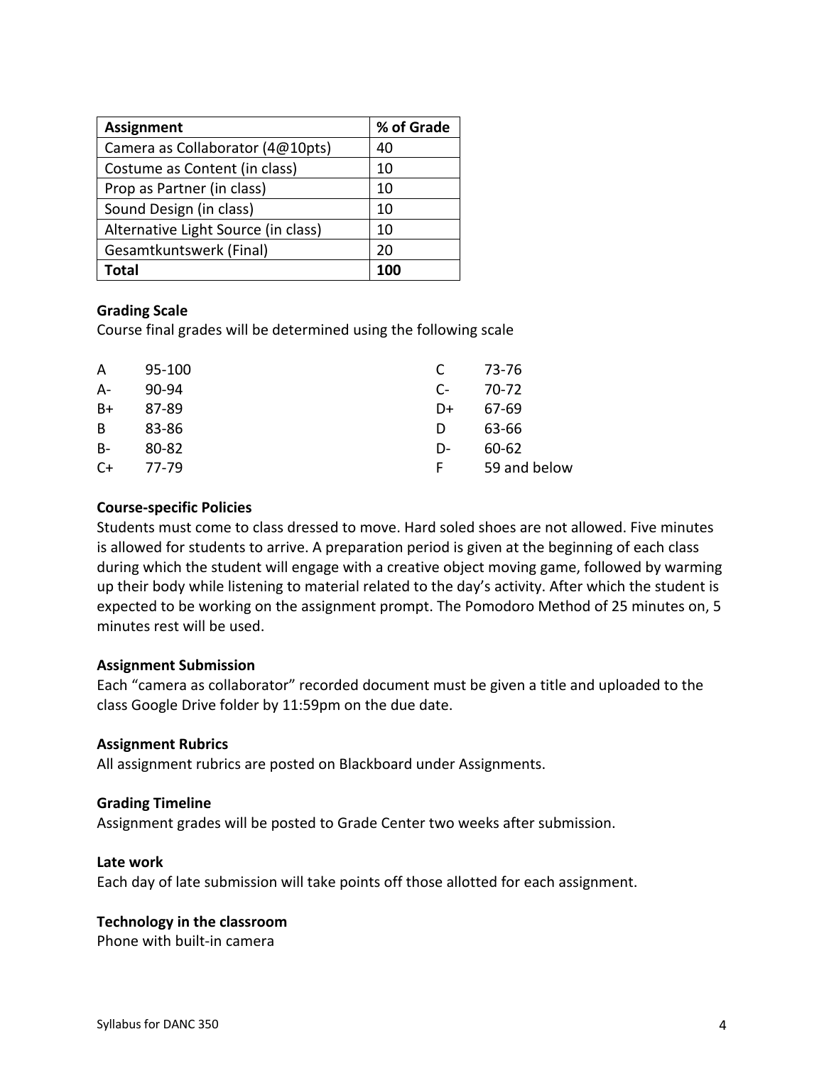| Assignment | % of Grade |
| --- | --- |
| Camera as Collaborator (4@10pts) | 40 |
| Costume as Content (in class) | 10 |
| Prop as Partner (in class) | 10 |
| Sound Design (in class) | 10 |
| Alternative Light Source (in class) | 10 |
| Gesamtkuntswerk (Final) | 20 |
| **Total** | **100** |

**Grading Scale**

Course final grades will be determined using the following scale

| | |
| --- | --- |
| A | 95-100 |
| A- | 90-94 |
| B+ | 87-89 |
| B | 83-86 |
| B- | 80-82 |
| C+ | 77-79 |
| C | 73-76 |
| C- | 70-72 |
| D+ | 67-69 |
| D | 63-66 |
| D- | 60-62 |
| F | 59 and below |

**Course-specific Policies**

Students must come to class dressed to move. Hard soled shoes are not allowed. Five minutes is allowed for students to arrive. A preparation period is given at the beginning of each class during which the student will engage with a creative object moving game, followed by warming up their body while listening to material related to the day's activity. After which the student is expected to be working on the assignment prompt. The Pomodoro Method of 25 minutes on, 5 minutes rest will be used.

**Assignment Submission**

Each "camera as collaborator" recorded document must be given a title and uploaded to the class Google Drive folder by 11:59pm on the due date.

**Assignment Rubrics**

All assignment rubrics are posted on Blackboard under Assignments.

**Grading Timeline**

Assignment grades will be posted to Grade Center two weeks after submission.

**Late work**

Each day of late submission will take points off those allotted for each assignment.

**Technology in the classroom**

Phone with built-in camera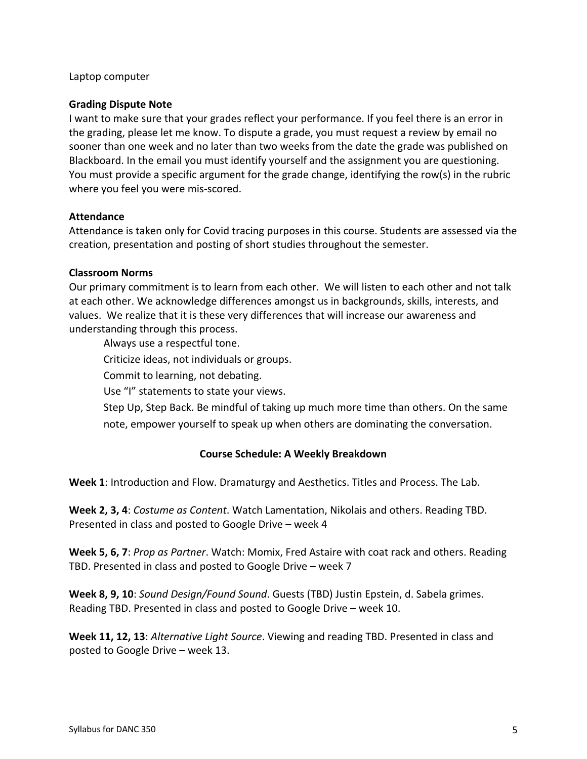Laptop computer

**Grading Dispute Note**

I want to make sure that your grades reflect your performance. If you feel there is an error in the grading, please let me know. To dispute a grade, you must request a review by email no sooner than one week and no later than two weeks from the date the grade was published on Blackboard. In the email you must identify yourself and the assignment you are questioning. You must provide a specific argument for the grade change, identifying the row(s) in the rubric where you feel you were mis-scored.

**Attendance**

Attendance is taken only for Covid tracing purposes in this course. Students are assessed via the creation, presentation and posting of short studies throughout the semester.

**Classroom Norms**

Our primary commitment is to learn from each other. We will listen to each other and not talk at each other. We acknowledge differences amongst us in backgrounds, skills, interests, and values. We realize that it is these very differences that will increase our awareness and understanding through this process.

Always use a respectful tone.

Criticize ideas, not individuals or groups.

Commit to learning, not debating.

Use "I" statements to state your views.

Step Up, Step Back. Be mindful of taking up much more time than others. On the same note, empower yourself to speak up when others are dominating the conversation.

**Course Schedule: A Weekly Breakdown**

**Week 1**: Introduction and Flow. Dramaturgy and Aesthetics. Titles and Process. The Lab.

**Week 2, 3, 4**: *Costume as Content*. Watch Lamentation, Nikolais and others. Reading TBD. Presented in class and posted to Google Drive – week 4

**Week 5, 6, 7**: *Prop as Partner*. Watch: Momix, Fred Astaire with coat rack and others. Reading TBD. Presented in class and posted to Google Drive – week 7

**Week 8, 9, 10**: *Sound Design/Found Sound*. Guests (TBD) Justin Epstein, d. Sabela grimes. Reading TBD. Presented in class and posted to Google Drive – week 10.

**Week 11, 12, 13**: *Alternative Light Source*. Viewing and reading TBD. Presented in class and posted to Google Drive – week 13.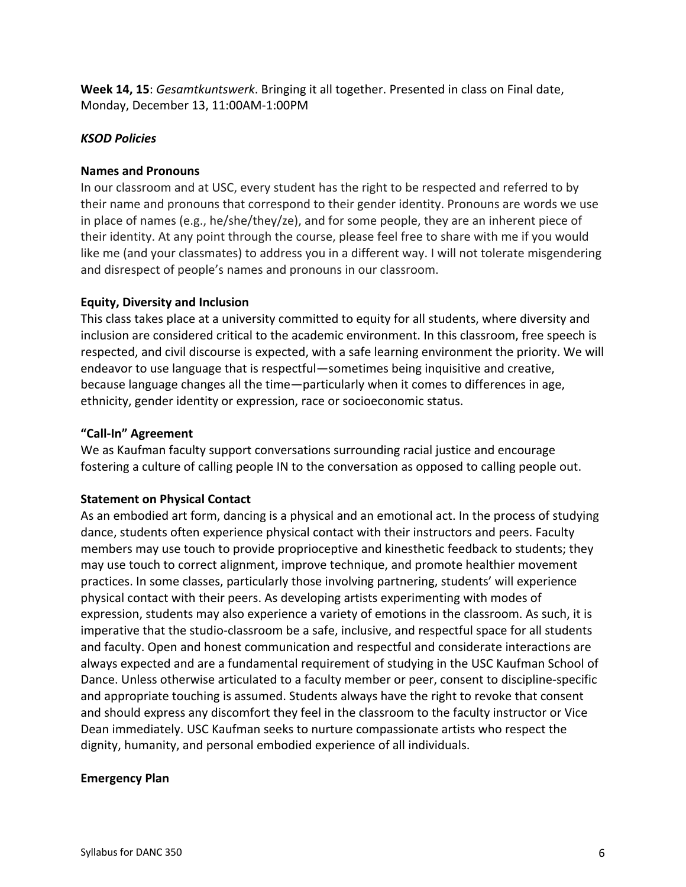**Week 14, 15**: *Gesamtkuntswerk*. Bringing it all together. Presented in class on Final date, Monday, December 13, 11:00AM-1:00PM

***KSOD Policies***

**Names and Pronouns**

In our classroom and at USC, every student has the right to be respected and referred to by their name and pronouns that correspond to their gender identity. Pronouns are words we use in place of names (e.g., he/she/they/ze), and for some people, they are an inherent piece of their identity. At any point through the course, please feel free to share with me if you would like me (and your classmates) to address you in a different way. I will not tolerate misgendering and disrespect of people's names and pronouns in our classroom.

**Equity, Diversity and Inclusion**

This class takes place at a university committed to equity for all students, where diversity and inclusion are considered critical to the academic environment. In this classroom, free speech is respected, and civil discourse is expected, with a safe learning environment the priority. We will endeavor to use language that is respectful—sometimes being inquisitive and creative, because language changes all the time—particularly when it comes to differences in age, ethnicity, gender identity or expression, race or socioeconomic status.

**"Call-In" Agreement**

We as Kaufman faculty support conversations surrounding racial justice and encourage fostering a culture of calling people IN to the conversation as opposed to calling people out.

**Statement on Physical Contact**

As an embodied art form, dancing is a physical and an emotional act. In the process of studying dance, students often experience physical contact with their instructors and peers. Faculty members may use touch to provide proprioceptive and kinesthetic feedback to students; they may use touch to correct alignment, improve technique, and promote healthier movement practices. In some classes, particularly those involving partnering, students' will experience physical contact with their peers. As developing artists experimenting with modes of expression, students may also experience a variety of emotions in the classroom. As such, it is imperative that the studio-classroom be a safe, inclusive, and respectful space for all students and faculty. Open and honest communication and respectful and considerate interactions are always expected and are a fundamental requirement of studying in the USC Kaufman School of Dance. Unless otherwise articulated to a faculty member or peer, consent to discipline-specific and appropriate touching is assumed. Students always have the right to revoke that consent and should express any discomfort they feel in the classroom to the faculty instructor or Vice Dean immediately. USC Kaufman seeks to nurture compassionate artists who respect the dignity, humanity, and personal embodied experience of all individuals.

**Emergency Plan**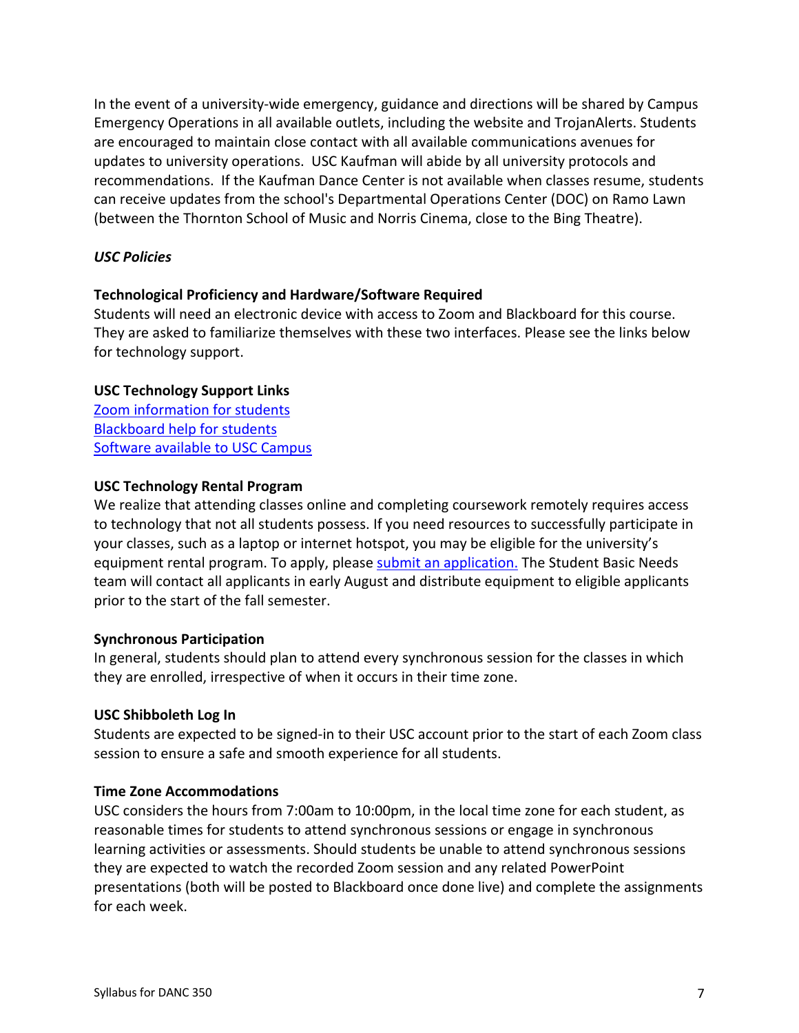In the event of a university-wide emergency, guidance and directions will be shared by Campus Emergency Operations in all available outlets, including the website and TrojanAlerts. Students are encouraged to maintain close contact with all available communications avenues for updates to university operations. USC Kaufman will abide by all university protocols and recommendations. If the Kaufman Dance Center is not available when classes resume, students can receive updates from the school's Departmental Operations Center (DOC) on Ramo Lawn (between the Thornton School of Music and Norris Cinema, close to the Bing Theatre).

***USC Policies***

**Technological Proficiency and Hardware/Software Required**
Students will need an electronic device with access to Zoom and Blackboard for this course. They are asked to familiarize themselves with these two interfaces. Please see the links below for technology support.

**USC Technology Support Links**
Zoom information for students
Blackboard help for students
Software available to USC Campus

**USC Technology Rental Program**
We realize that attending classes online and completing coursework remotely requires access to technology that not all students possess. If you need resources to successfully participate in your classes, such as a laptop or internet hotspot, you may be eligible for the university's equipment rental program. To apply, please submit an application. The Student Basic Needs team will contact all applicants in early August and distribute equipment to eligible applicants prior to the start of the fall semester.

**Synchronous Participation**
In general, students should plan to attend every synchronous session for the classes in which they are enrolled, irrespective of when it occurs in their time zone.

**USC Shibboleth Log In**
Students are expected to be signed-in to their USC account prior to the start of each Zoom class session to ensure a safe and smooth experience for all students.

**Time Zone Accommodations**
USC considers the hours from 7:00am to 10:00pm, in the local time zone for each student, as reasonable times for students to attend synchronous sessions or engage in synchronous learning activities or assessments. Should students be unable to attend synchronous sessions they are expected to watch the recorded Zoom session and any related PowerPoint presentations (both will be posted to Blackboard once done live) and complete the assignments for each week.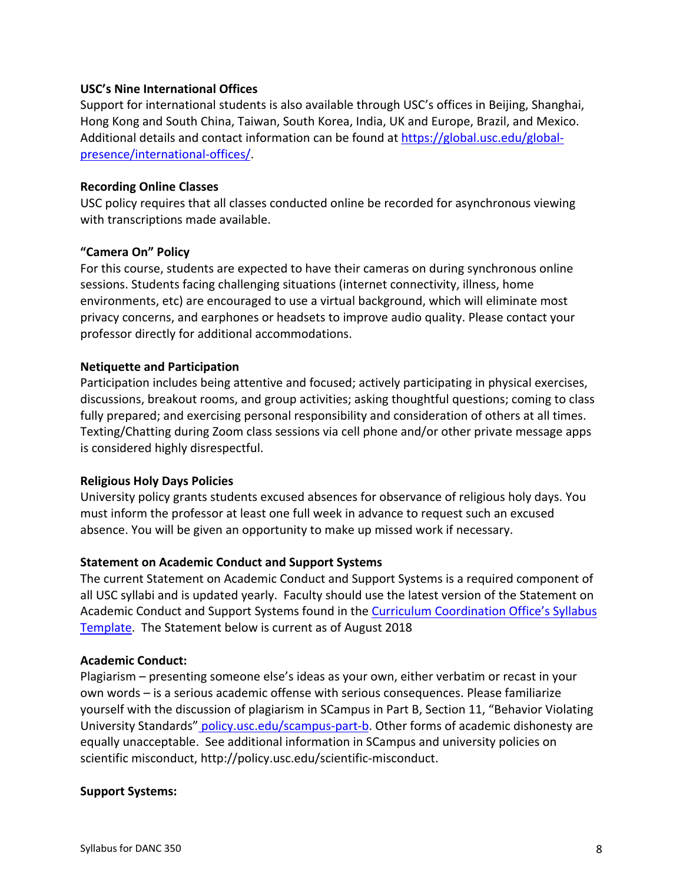**USC's Nine International Offices**

Support for international students is also available through USC's offices in Beijing, Shanghai, Hong Kong and South China, Taiwan, South Korea, India, UK and Europe, Brazil, and Mexico. Additional details and contact information can be found at [https://global.usc.edu/global-presence/international-offices/](https://global.usc.edu/global-presence/international-offices/).

**Recording Online Classes**

USC policy requires that all classes conducted online be recorded for asynchronous viewing with transcriptions made available.

**"Camera On" Policy**

For this course, students are expected to have their cameras on during synchronous online sessions. Students facing challenging situations (internet connectivity, illness, home environments, etc) are encouraged to use a virtual background, which will eliminate most privacy concerns, and earphones or headsets to improve audio quality. Please contact your professor directly for additional accommodations.

**Netiquette and Participation**

Participation includes being attentive and focused; actively participating in physical exercises, discussions, breakout rooms, and group activities; asking thoughtful questions; coming to class fully prepared; and exercising personal responsibility and consideration of others at all times. Texting/Chatting during Zoom class sessions via cell phone and/or other private message apps is considered highly disrespectful.

**Religious Holy Days Policies**

University policy grants students excused absences for observance of religious holy days. You must inform the professor at least one full week in advance to request such an excused absence. You will be given an opportunity to make up missed work if necessary.

**Statement on Academic Conduct and Support Systems**

The current Statement on Academic Conduct and Support Systems is a required component of all USC syllabi and is updated yearly. Faculty should use the latest version of the Statement on Academic Conduct and Support Systems found in the Curriculum Coordination Office's Syllabus Template. The Statement below is current as of August 2018

**Academic Conduct:**

Plagiarism – presenting someone else's ideas as your own, either verbatim or recast in your own words – is a serious academic offense with serious consequences. Please familiarize yourself with the discussion of plagiarism in SCampus in Part B, Section 11, "Behavior Violating University Standards" policy.usc.edu/scampus-part-b. Other forms of academic dishonesty are equally unacceptable. See additional information in SCampus and university policies on scientific misconduct, http://policy.usc.edu/scientific-misconduct.

**Support Systems:**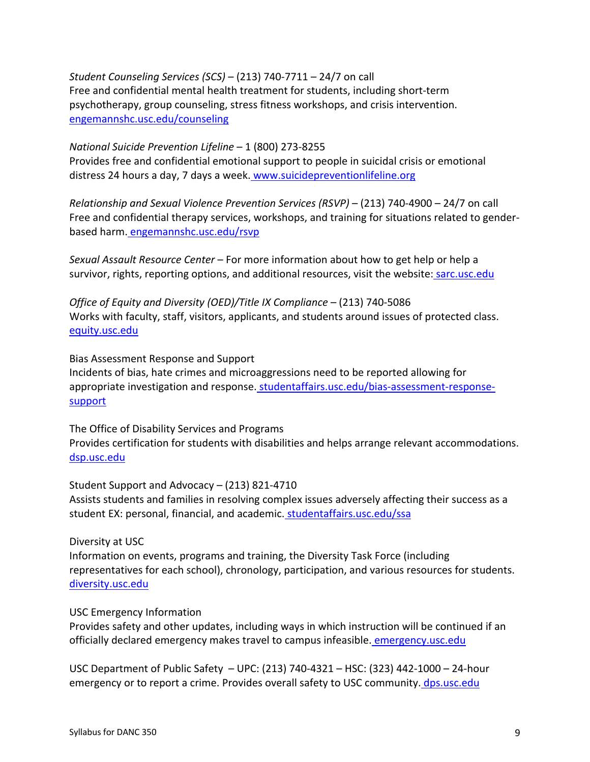*Student Counseling Services (SCS)* – (213) 740-7711 – 24/7 on call
Free and confidential mental health treatment for students, including short-term psychotherapy, group counseling, stress fitness workshops, and crisis intervention. engemannshc.usc.edu/counseling

*National Suicide Prevention Lifeline* – 1 (800) 273-8255
Provides free and confidential emotional support to people in suicidal crisis or emotional distress 24 hours a day, 7 days a week. www.suicidepreventionlifeline.org

*Relationship and Sexual Violence Prevention Services (RSVP)* – (213) 740-4900 – 24/7 on call
Free and confidential therapy services, workshops, and training for situations related to gender-based harm. engemannshc.usc.edu/rsvp

*Sexual Assault Resource Center* – For more information about how to get help or help a survivor, rights, reporting options, and additional resources, visit the website: sarc.usc.edu

*Office of Equity and Diversity (OED)/Title IX Compliance* – (213) 740-5086
Works with faculty, staff, visitors, applicants, and students around issues of protected class. equity.usc.edu

Bias Assessment Response and Support
Incidents of bias, hate crimes and microaggressions need to be reported allowing for appropriate investigation and response. studentaffairs.usc.edu/bias-assessment-response-support

The Office of Disability Services and Programs
Provides certification for students with disabilities and helps arrange relevant accommodations. dsp.usc.edu

Student Support and Advocacy – (213) 821-4710
Assists students and families in resolving complex issues adversely affecting their success as a student EX: personal, financial, and academic. studentaffairs.usc.edu/ssa

Diversity at USC
Information on events, programs and training, the Diversity Task Force (including representatives for each school), chronology, participation, and various resources for students. diversity.usc.edu

USC Emergency Information
Provides safety and other updates, including ways in which instruction will be continued if an officially declared emergency makes travel to campus infeasible. emergency.usc.edu

USC Department of Public Safety – UPC: (213) 740-4321 – HSC: (323) 442-1000 – 24-hour emergency or to report a crime. Provides overall safety to USC community. dps.usc.edu